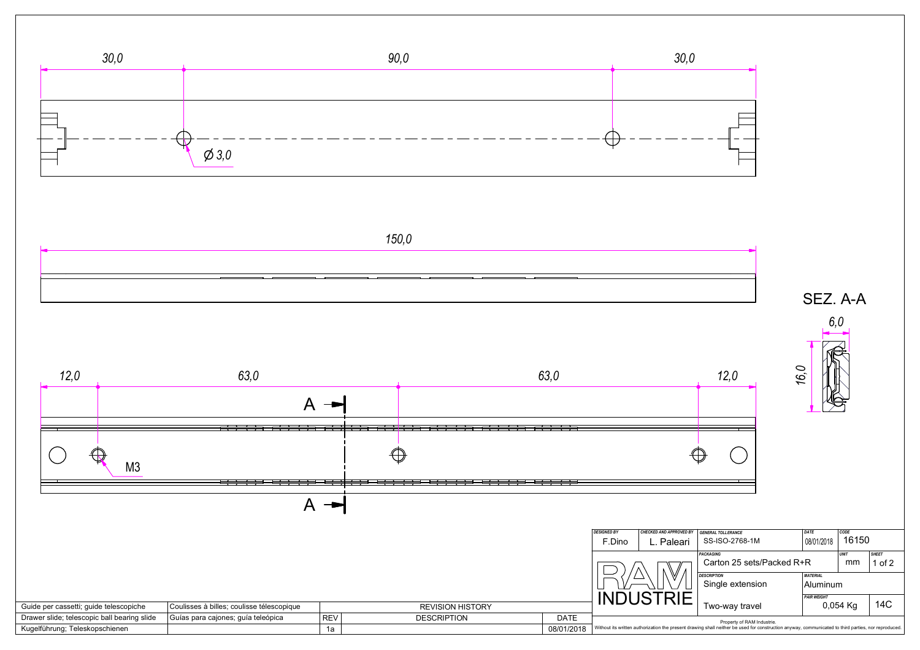30,0 | 90,0 | 30,0

Ø 3,0

150,0

12,0 | 63,0 | 63,0 | 12,0

A — A

M3

SEZ. A-A

6,0

16,0

| DESIGNED BY | CHECKED AND APPROVED BY | GENERAL TOLLERANCE | DATE | CODE | |
|---|---|---|---|---|---|
| F.Dino | L. Paleari | SS-ISO-2768-1M | 08/01/2018 | 16150 | |
| RAM INDUSTRIE | | PACKAGING | | UNIT | SHEET |
| | | Carton 25 sets/Packed R+R | | mm | 1 of 2 |
| | | DESCRIPTION | MATERIAL | | |
| | | Single extension | Aluminum | | |
| | | | PAIR WEIGHT | | |
| | | Two-way travel | 0,054 Kg | | 14C |

Property of RAM Industrie.
Without its written authorization the present drawing shall neither be used for construction anyway, communicated to third parties, nor reproduced.

| | | REVISION HISTORY | | |
|---|---|---|---|---|
| Guide per cassetti; guide telescopiche | Coulisses à billes; coulisse télescopique | REV | DESCRIPTION | DATE |
| Drawer slide; telescopic ball bearing slide | Guías para cajones; guía teleópica | 1a | | 08/01/2018 |
| Kugelführung; Teleskopschienen | | | | |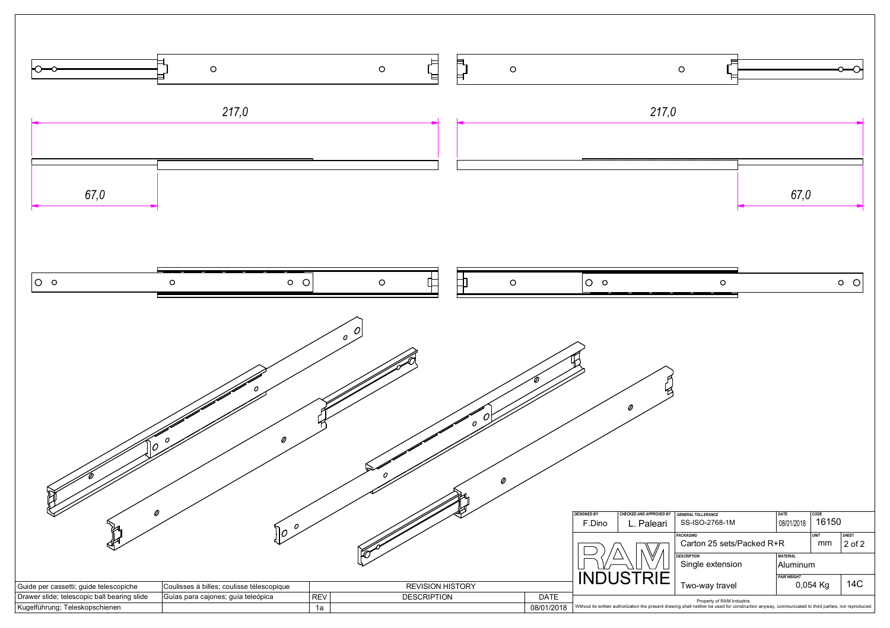217,0

217,0

67,0

67,0

| | | | | |
|---|---|---|---|---|
| DESIGNED BY | CHECKED AND APPROVED BY | GENERAL TOLLERANCE | DATE | CODE |
| F.Dino | L. Paleari | SS-ISO-2768-1M | 08/01/2018 | 16150 |
| | | PACKAGING | UNIT | SHEET |
| | | Carton 25 sets/Packed R+R | mm | 2 of 2 |
| | | DESCRIPTION | MATERIAL | |
| RAM INDUSTRIE | | Single extension | Aluminum | |
| | | | PAIR WEIGHT | |
| | | Two-way travel | 0,054 Kg | 14C |

Property of RAM Industrie.
Without its written authorization the present drawing shall neither be used for construction anyway, communicated to third parties, nor reproduced.

| | | REVISION HISTORY | | |
|---|---|---|---|---|
| Guide per cassetti; guide telescopiche | Coulisses à billes; coulisse télescopique | REV | DESCRIPTION | DATE |
| Drawer slide; telescopic ball bearing slide | Guías para cajones; guía teleópica | 1a | | 08/01/2018 |
| Kugelführung; Teleskopschienen | | | | |